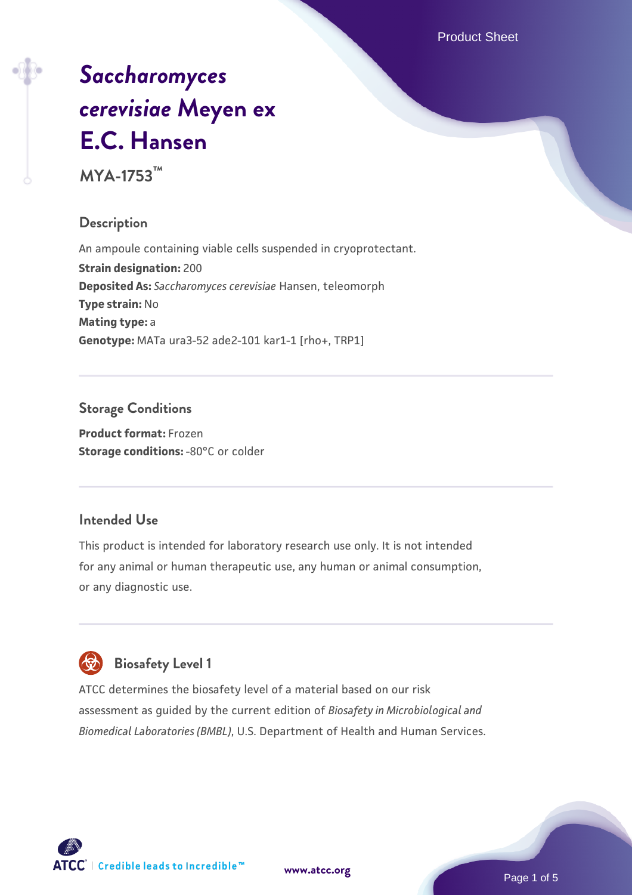# *Saccharomyces cerevisiae* Meyen ex E.C. Hansen

**MYA-1753™**

## Description

An ampoule containing viable cells suspended in cryoprotectant.

**Strain designation:** 200

**Deposited As:** *Saccharomyces cerevisiae* Hansen, teleomorph

**Type strain:** No

**Mating type:** a

**Genotype:** MATa ura3-52 ade2-101 kar1-1 [rho+, TRP1]

## Storage Conditions

**Product format:** Frozen

**Storage conditions:** -80°C or colder

## Intended Use

This product is intended for laboratory research use only. It is not intended for any animal or human therapeutic use, any human or animal consumption, or any diagnostic use.

## Biosafety Level 1

ATCC determines the biosafety level of a material based on our risk assessment as guided by the current edition of *Biosafety in Microbiological and Biomedical Laboratories (BMBL)*, U.S. Department of Health and Human Services.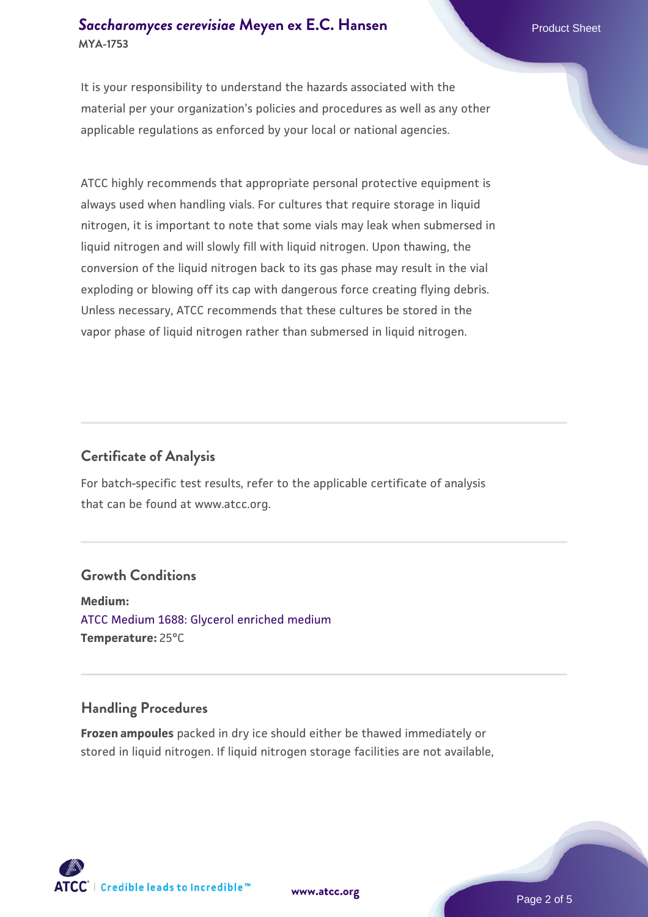It is your responsibility to understand the hazards associated with the material per your organization's policies and procedures as well as any other applicable regulations as enforced by your local or national agencies.

ATCC highly recommends that appropriate personal protective equipment is always used when handling vials. For cultures that require storage in liquid nitrogen, it is important to note that some vials may leak when submersed in liquid nitrogen and will slowly fill with liquid nitrogen. Upon thawing, the conversion of the liquid nitrogen back to its gas phase may result in the vial exploding or blowing off its cap with dangerous force creating flying debris. Unless necessary, ATCC recommends that these cultures be stored in the vapor phase of liquid nitrogen rather than submersed in liquid nitrogen.

## Certificate of Analysis

For batch-specific test results, refer to the applicable certificate of analysis that can be found at www.atcc.org.

## Growth Conditions

**Medium:**
ATCC Medium 1688: Glycerol enriched medium
**Temperature:** 25°C

## Handling Procedures

**Frozen ampoules** packed in dry ice should either be thawed immediately or stored in liquid nitrogen. If liquid nitrogen storage facilities are not available,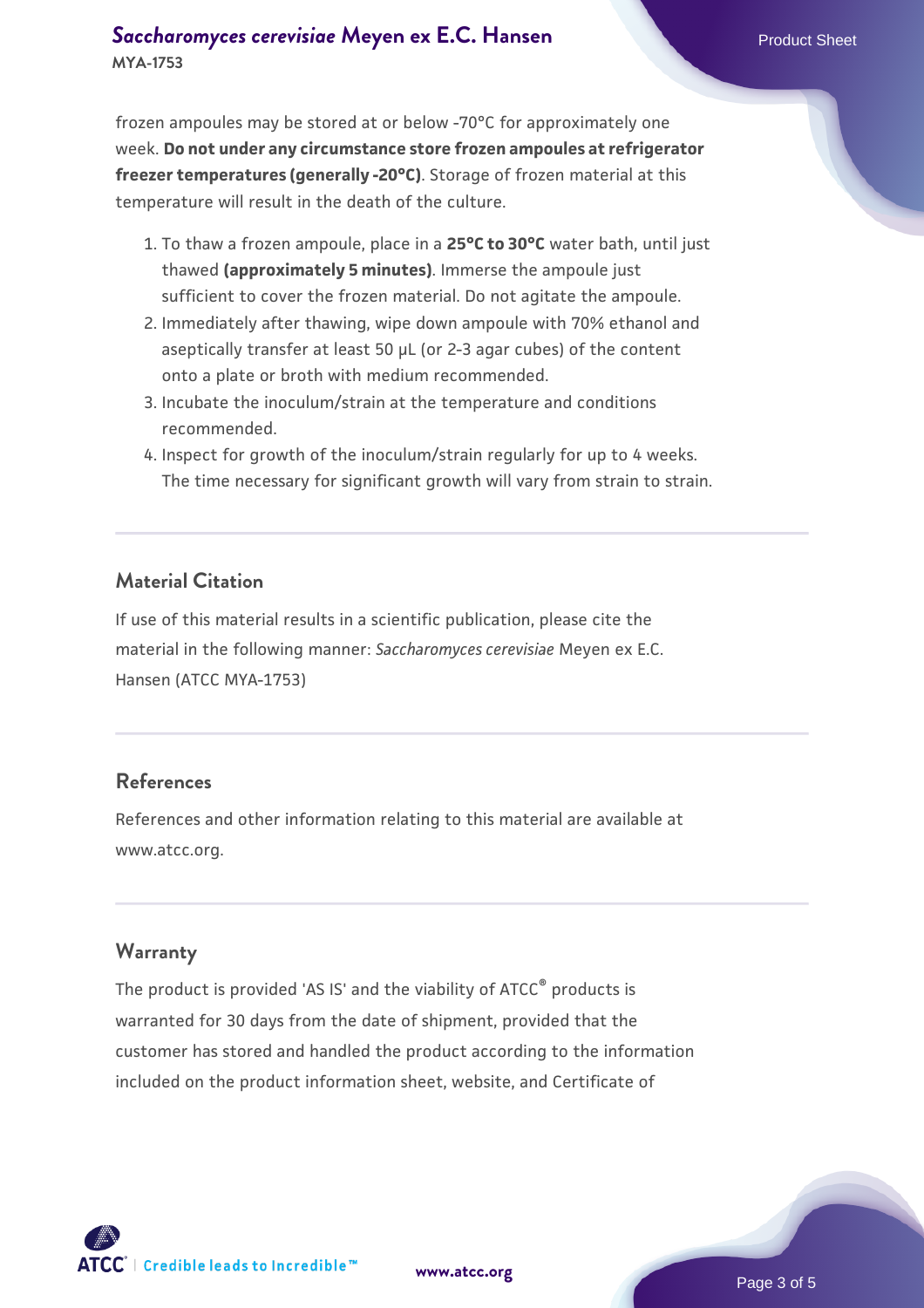frozen ampoules may be stored at or below -70°C for approximately one week. **Do not under any circumstance store frozen ampoules at refrigerator freezer temperatures (generally -20°C)**. Storage of frozen material at this temperature will result in the death of the culture.

1. To thaw a frozen ampoule, place in a **25°C to 30°C** water bath, until just thawed **(approximately 5 minutes)**. Immerse the ampoule just sufficient to cover the frozen material. Do not agitate the ampoule.
2. Immediately after thawing, wipe down ampoule with 70% ethanol and aseptically transfer at least 50 µL (or 2-3 agar cubes) of the content onto a plate or broth with medium recommended.
3. Incubate the inoculum/strain at the temperature and conditions recommended.
4. Inspect for growth of the inoculum/strain regularly for up to 4 weeks. The time necessary for significant growth will vary from strain to strain.

## Material Citation

If use of this material results in a scientific publication, please cite the material in the following manner: *Saccharomyces cerevisiae* Meyen ex E.C. Hansen (ATCC MYA-1753)

## References

References and other information relating to this material are available at www.atcc.org.

## Warranty

The product is provided 'AS IS' and the viability of ATCC® products is warranted for 30 days from the date of shipment, provided that the customer has stored and handled the product according to the information included on the product information sheet, website, and Certificate of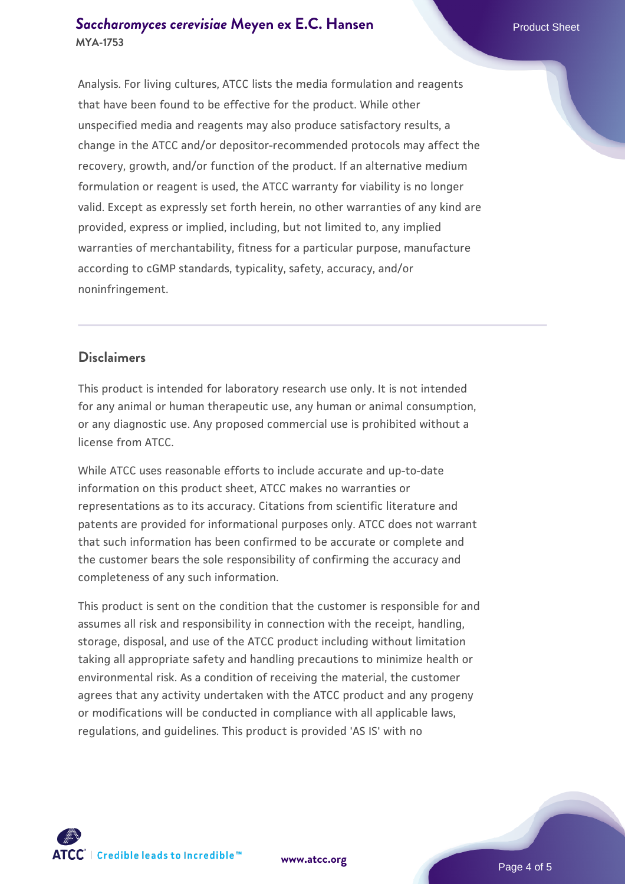Analysis. For living cultures, ATCC lists the media formulation and reagents that have been found to be effective for the product. While other unspecified media and reagents may also produce satisfactory results, a change in the ATCC and/or depositor-recommended protocols may affect the recovery, growth, and/or function of the product. If an alternative medium formulation or reagent is used, the ATCC warranty for viability is no longer valid. Except as expressly set forth herein, no other warranties of any kind are provided, express or implied, including, but not limited to, any implied warranties of merchantability, fitness for a particular purpose, manufacture according to cGMP standards, typicality, safety, accuracy, and/or noninfringement.

## Disclaimers

This product is intended for laboratory research use only. It is not intended for any animal or human therapeutic use, any human or animal consumption, or any diagnostic use. Any proposed commercial use is prohibited without a license from ATCC.

While ATCC uses reasonable efforts to include accurate and up-to-date information on this product sheet, ATCC makes no warranties or representations as to its accuracy. Citations from scientific literature and patents are provided for informational purposes only. ATCC does not warrant that such information has been confirmed to be accurate or complete and the customer bears the sole responsibility of confirming the accuracy and completeness of any such information.

This product is sent on the condition that the customer is responsible for and assumes all risk and responsibility in connection with the receipt, handling, storage, disposal, and use of the ATCC product including without limitation taking all appropriate safety and handling precautions to minimize health or environmental risk. As a condition of receiving the material, the customer agrees that any activity undertaken with the ATCC product and any progeny or modifications will be conducted in compliance with all applicable laws, regulations, and guidelines. This product is provided 'AS IS' with no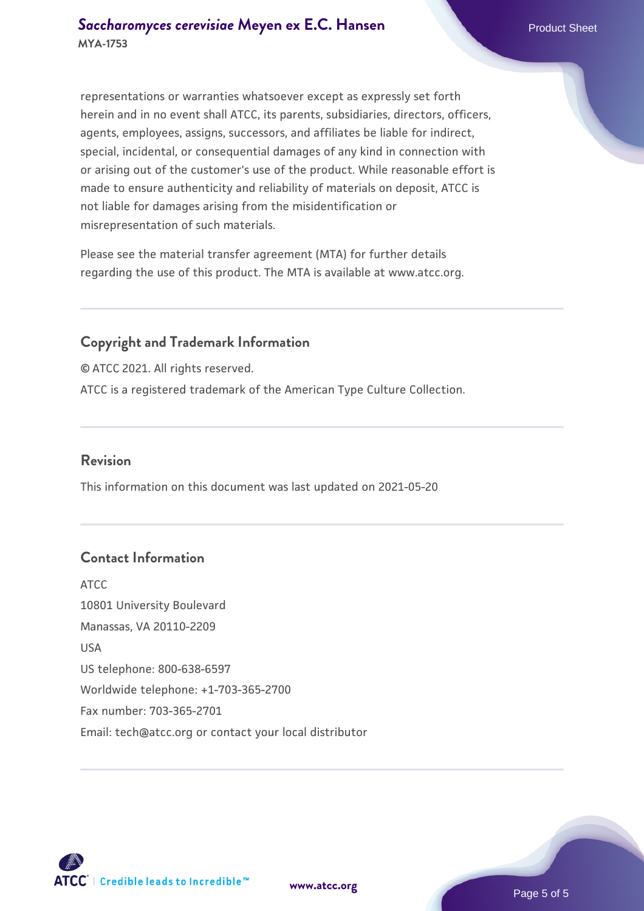representations or warranties whatsoever except as expressly set forth herein and in no event shall ATCC, its parents, subsidiaries, directors, officers, agents, employees, assigns, successors, and affiliates be liable for indirect, special, incidental, or consequential damages of any kind in connection with or arising out of the customer's use of the product. While reasonable effort is made to ensure authenticity and reliability of materials on deposit, ATCC is not liable for damages arising from the misidentification or misrepresentation of such materials.

Please see the material transfer agreement (MTA) for further details regarding the use of this product. The MTA is available at www.atcc.org.

## Copyright and Trademark Information

© ATCC 2021. All rights reserved.

ATCC is a registered trademark of the American Type Culture Collection.

## Revision

This information on this document was last updated on 2021-05-20

## Contact Information

ATCC
10801 University Boulevard
Manassas, VA 20110-2209
USA
US telephone: 800-638-6597
Worldwide telephone: +1-703-365-2700
Fax number: 703-365-2701
Email: tech@atcc.org or contact your local distributor